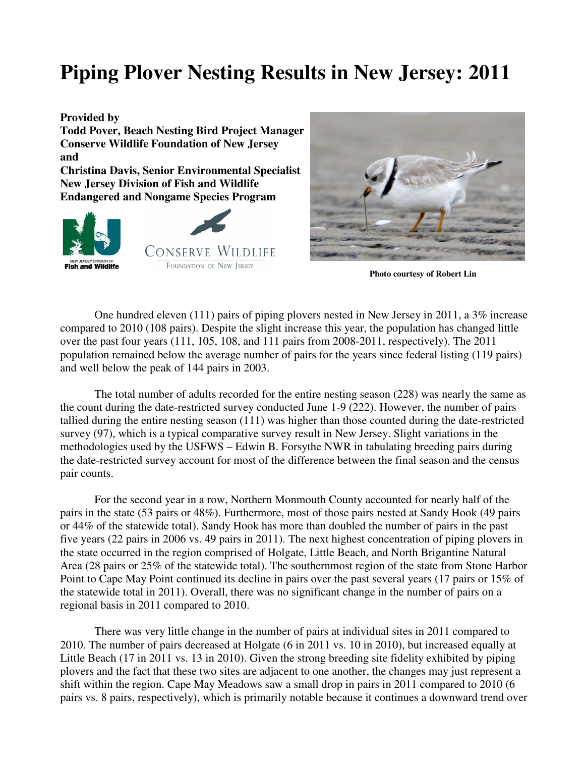# Piping Plover Nesting Results in New Jersey: 2011

**Provided by**
**Todd Pover, Beach Nesting Bird Project Manager**
**Conserve Wildlife Foundation of New Jersey**
**and**
**Christina Davis, Senior Environmental Specialist**
**New Jersey Division of Fish and Wildlife**
**Endangered and Nongame Species Program**

**Photo courtesy of Robert Lin**

One hundred eleven (111) pairs of piping plovers nested in New Jersey in 2011, a 3% increase compared to 2010 (108 pairs). Despite the slight increase this year, the population has changed little over the past four years (111, 105, 108, and 111 pairs from 2008-2011, respectively). The 2011 population remained below the average number of pairs for the years since federal listing (119 pairs) and well below the peak of 144 pairs in 2003.

The total number of adults recorded for the entire nesting season (228) was nearly the same as the count during the date-restricted survey conducted June 1-9 (222). However, the number of pairs tallied during the entire nesting season (111) was higher than those counted during the date-restricted survey (97), which is a typical comparative survey result in New Jersey. Slight variations in the methodologies used by the USFWS – Edwin B. Forsythe NWR in tabulating breeding pairs during the date-restricted survey account for most of the difference between the final season and the census pair counts.

For the second year in a row, Northern Monmouth County accounted for nearly half of the pairs in the state (53 pairs or 48%). Furthermore, most of those pairs nested at Sandy Hook (49 pairs or 44% of the statewide total). Sandy Hook has more than doubled the number of pairs in the past five years (22 pairs in 2006 vs. 49 pairs in 2011). The next highest concentration of piping plovers in the state occurred in the region comprised of Holgate, Little Beach, and North Brigantine Natural Area (28 pairs or 25% of the statewide total). The southernmost region of the state from Stone Harbor Point to Cape May Point continued its decline in pairs over the past several years (17 pairs or 15% of the statewide total in 2011). Overall, there was no significant change in the number of pairs on a regional basis in 2011 compared to 2010.

There was very little change in the number of pairs at individual sites in 2011 compared to 2010. The number of pairs decreased at Holgate (6 in 2011 vs. 10 in 2010), but increased equally at Little Beach (17 in 2011 vs. 13 in 2010). Given the strong breeding site fidelity exhibited by piping plovers and the fact that these two sites are adjacent to one another, the changes may just represent a shift within the region. Cape May Meadows saw a small drop in pairs in 2011 compared to 2010 (6 pairs vs. 8 pairs, respectively), which is primarily notable because it continues a downward trend over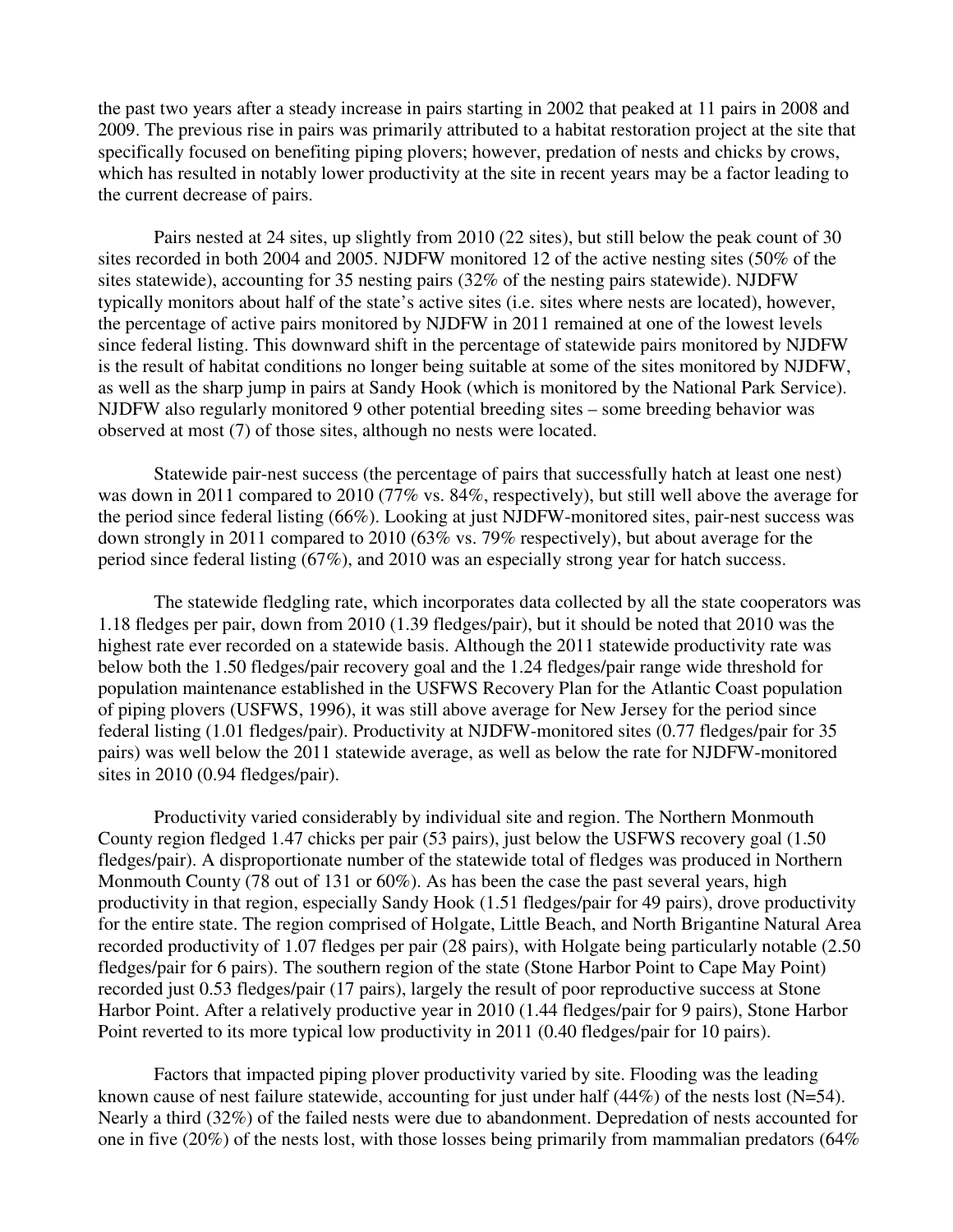the past two years after a steady increase in pairs starting in 2002 that peaked at 11 pairs in 2008 and 2009. The previous rise in pairs was primarily attributed to a habitat restoration project at the site that specifically focused on benefiting piping plovers; however, predation of nests and chicks by crows, which has resulted in notably lower productivity at the site in recent years may be a factor leading to the current decrease of pairs.

Pairs nested at 24 sites, up slightly from 2010 (22 sites), but still below the peak count of 30 sites recorded in both 2004 and 2005. NJDFW monitored 12 of the active nesting sites (50% of the sites statewide), accounting for 35 nesting pairs (32% of the nesting pairs statewide). NJDFW typically monitors about half of the state's active sites (i.e. sites where nests are located), however, the percentage of active pairs monitored by NJDFW in 2011 remained at one of the lowest levels since federal listing. This downward shift in the percentage of statewide pairs monitored by NJDFW is the result of habitat conditions no longer being suitable at some of the sites monitored by NJDFW, as well as the sharp jump in pairs at Sandy Hook (which is monitored by the National Park Service). NJDFW also regularly monitored 9 other potential breeding sites – some breeding behavior was observed at most (7) of those sites, although no nests were located.

Statewide pair-nest success (the percentage of pairs that successfully hatch at least one nest) was down in 2011 compared to 2010 (77% vs. 84%, respectively), but still well above the average for the period since federal listing (66%). Looking at just NJDFW-monitored sites, pair-nest success was down strongly in 2011 compared to 2010 (63% vs. 79% respectively), but about average for the period since federal listing (67%), and 2010 was an especially strong year for hatch success.

The statewide fledgling rate, which incorporates data collected by all the state cooperators was 1.18 fledges per pair, down from 2010 (1.39 fledges/pair), but it should be noted that 2010 was the highest rate ever recorded on a statewide basis. Although the 2011 statewide productivity rate was below both the 1.50 fledges/pair recovery goal and the 1.24 fledges/pair range wide threshold for population maintenance established in the USFWS Recovery Plan for the Atlantic Coast population of piping plovers (USFWS, 1996), it was still above average for New Jersey for the period since federal listing (1.01 fledges/pair). Productivity at NJDFW-monitored sites (0.77 fledges/pair for 35 pairs) was well below the 2011 statewide average, as well as below the rate for NJDFW-monitored sites in 2010 (0.94 fledges/pair).

Productivity varied considerably by individual site and region. The Northern Monmouth County region fledged 1.47 chicks per pair (53 pairs), just below the USFWS recovery goal (1.50 fledges/pair). A disproportionate number of the statewide total of fledges was produced in Northern Monmouth County (78 out of 131 or 60%). As has been the case the past several years, high productivity in that region, especially Sandy Hook (1.51 fledges/pair for 49 pairs), drove productivity for the entire state. The region comprised of Holgate, Little Beach, and North Brigantine Natural Area recorded productivity of 1.07 fledges per pair (28 pairs), with Holgate being particularly notable (2.50 fledges/pair for 6 pairs). The southern region of the state (Stone Harbor Point to Cape May Point) recorded just 0.53 fledges/pair (17 pairs), largely the result of poor reproductive success at Stone Harbor Point. After a relatively productive year in 2010 (1.44 fledges/pair for 9 pairs), Stone Harbor Point reverted to its more typical low productivity in 2011 (0.40 fledges/pair for 10 pairs).

Factors that impacted piping plover productivity varied by site. Flooding was the leading known cause of nest failure statewide, accounting for just under half (44%) of the nests lost (N=54). Nearly a third (32%) of the failed nests were due to abandonment. Depredation of nests accounted for one in five (20%) of the nests lost, with those losses being primarily from mammalian predators (64%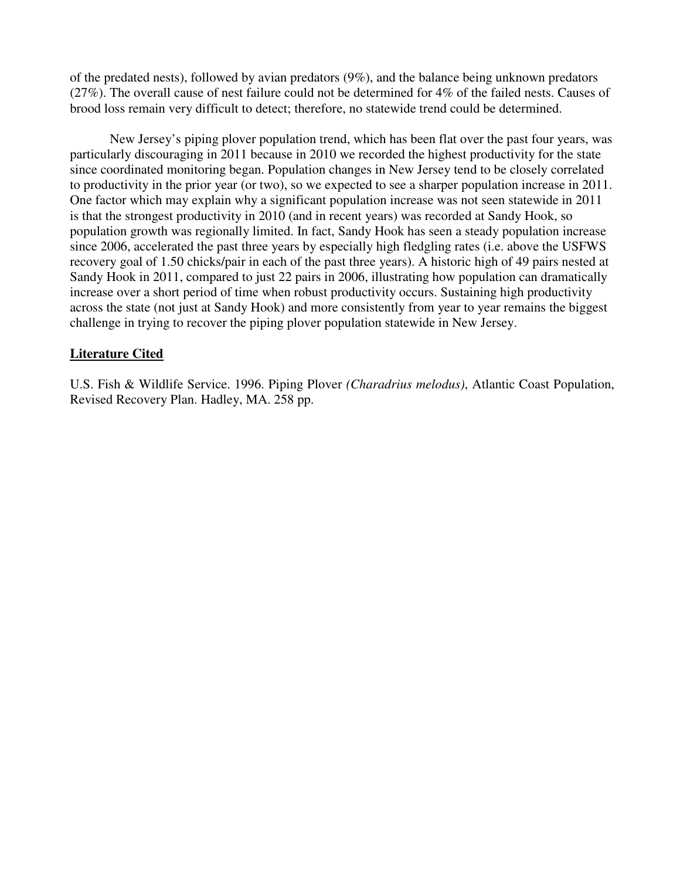of the predated nests), followed by avian predators (9%), and the balance being unknown predators (27%). The overall cause of nest failure could not be determined for 4% of the failed nests. Causes of brood loss remain very difficult to detect; therefore, no statewide trend could be determined.

New Jersey's piping plover population trend, which has been flat over the past four years, was particularly discouraging in 2011 because in 2010 we recorded the highest productivity for the state since coordinated monitoring began. Population changes in New Jersey tend to be closely correlated to productivity in the prior year (or two), so we expected to see a sharper population increase in 2011. One factor which may explain why a significant population increase was not seen statewide in 2011 is that the strongest productivity in 2010 (and in recent years) was recorded at Sandy Hook, so population growth was regionally limited. In fact, Sandy Hook has seen a steady population increase since 2006, accelerated the past three years by especially high fledgling rates (i.e. above the USFWS recovery goal of 1.50 chicks/pair in each of the past three years). A historic high of 49 pairs nested at Sandy Hook in 2011, compared to just 22 pairs in 2006, illustrating how population can dramatically increase over a short period of time when robust productivity occurs. Sustaining high productivity across the state (not just at Sandy Hook) and more consistently from year to year remains the biggest challenge in trying to recover the piping plover population statewide in New Jersey.

## Literature Cited

U.S. Fish & Wildlife Service. 1996. Piping Plover *(Charadrius melodus)*, Atlantic Coast Population, Revised Recovery Plan. Hadley, MA. 258 pp.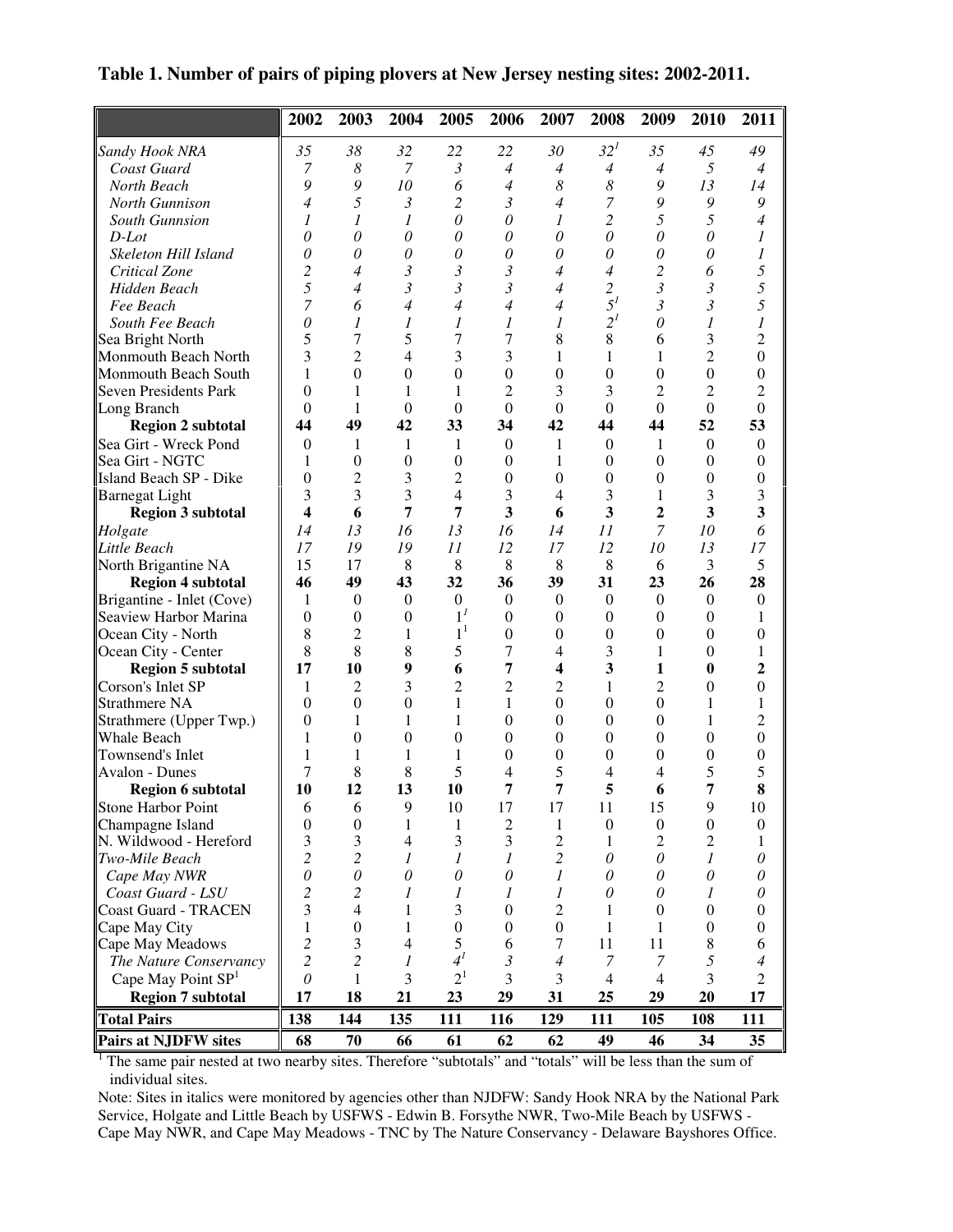**Table 1. Number of pairs of piping plovers at New Jersey nesting sites: 2002-2011.**

| | 2002 | 2003 | 2004 | 2005 | 2006 | 2007 | 2008 | 2009 | 2010 | 2011 |
|---|---|---|---|---|---|---|---|---|---|---|
| *Sandy Hook NRA* | *35* | *38* | *32* | *22* | *22* | *30* | *32*[1] | *35* | *45* | *49* |
| *Coast Guard* | *7* | *8* | *7* | *3* | *4* | *4* | *4* | *4* | *5* | *4* |
| *North Beach* | *9* | *9* | *10* | *6* | *4* | *8* | *8* | *9* | *13* | *14* |
| *North Gunnison* | *4* | *5* | *3* | *2* | *3* | *4* | *7* | *9* | *9* | *9* |
| *South Gunnsion* | *1* | *1* | *1* | *0* | *0* | *1* | *2* | *5* | *5* | *4* |
| *D-Lot* | *0* | *0* | *0* | *0* | *0* | *0* | *0* | *0* | *0* | *1* |
| *Skeleton Hill Island* | *0* | *0* | *0* | *0* | *0* | *0* | *0* | *0* | *0* | *1* |
| *Critical Zone* | *2* | *4* | *3* | *3* | *3* | *4* | *4* | *2* | *6* | *5* |
| *Hidden Beach* | *5* | *4* | *3* | *3* | *3* | *4* | *2* | *3* | *3* | *5* |
| *Fee Beach* | *7* | *6* | *4* | *4* | *4* | *4* | *5*[1] | *3* | *3* | *5* |
| *South Fee Beach* | *0* | *1* | *1* | *1* | *1* | *1* | *2*[1] | *0* | *1* | *1* |
| Sea Bright North | 5 | 7 | 5 | 7 | 7 | 8 | 8 | 6 | 3 | 2 |
| Monmouth Beach North | 3 | 2 | 4 | 3 | 3 | 1 | 1 | 1 | 2 | 0 |
| Monmouth Beach South | 1 | 0 | 0 | 0 | 0 | 0 | 0 | 0 | 0 | 0 |
| Seven Presidents Park | 0 | 1 | 1 | 1 | 2 | 3 | 3 | 2 | 2 | 2 |
| Long Branch | 0 | 1 | 0 | 0 | 0 | 0 | 0 | 0 | 0 | 0 |
| **Region 2 subtotal** | **44** | **49** | **42** | **33** | **34** | **42** | **44** | **44** | **52** | **53** |
| Sea Girt - Wreck Pond | 0 | 1 | 1 | 1 | 0 | 1 | 0 | 1 | 0 | 0 |
| Sea Girt - NGTC | 1 | 0 | 0 | 0 | 0 | 1 | 0 | 0 | 0 | 0 |
| Island Beach SP - Dike | 0 | 2 | 3 | 2 | 0 | 0 | 0 | 0 | 0 | 0 |
| Barnegat Light | 3 | 3 | 3 | 4 | 3 | 4 | 3 | 1 | 3 | 3 |
| **Region 3 subtotal** | **4** | **6** | **7** | **7** | **3** | **6** | **3** | **2** | **3** | **3** |
| *Holgate* | *14* | *13* | *16* | *13* | *16* | *14* | *11* | *7* | *10* | *6* |
| *Little Beach* | *17* | *19* | *19* | *11* | *12* | *17* | *12* | *10* | *13* | *17* |
| North Brigantine NA | 15 | 17 | 8 | 8 | 8 | 8 | 8 | 6 | 3 | 5 |
| **Region 4 subtotal** | **46** | **49** | **43** | **32** | **36** | **39** | **31** | **23** | **26** | **28** |
| Brigantine - Inlet (Cove) | 1 | 0 | 0 | 0 | 0 | 0 | 0 | 0 | 0 | 0 |
| Seaview Harbor Marina | 0 | 0 | 0 | 1[1] | 0 | 0 | 0 | 0 | 0 | 1 |
| Ocean City - North | 8 | 2 | 1 | 1[1] | 0 | 0 | 0 | 0 | 0 | 0 |
| Ocean City - Center | 8 | 8 | 8 | 5 | 7 | 4 | 3 | 1 | 0 | 1 |
| **Region 5 subtotal** | **17** | **10** | **9** | **6** | **7** | **4** | **3** | **1** | **0** | **2** |
| Corson's Inlet SP | 1 | 2 | 3 | 2 | 2 | 2 | 1 | 2 | 0 | 0 |
| Strathmere NA | 0 | 0 | 0 | 1 | 1 | 0 | 0 | 0 | 1 | 1 |
| Strathmere (Upper Twp.) | 0 | 1 | 1 | 1 | 0 | 0 | 0 | 0 | 1 | 2 |
| Whale Beach | 1 | 0 | 0 | 0 | 0 | 0 | 0 | 0 | 0 | 0 |
| Townsend's Inlet | 1 | 1 | 1 | 1 | 0 | 0 | 0 | 0 | 0 | 0 |
| Avalon - Dunes | 7 | 8 | 8 | 5 | 4 | 5 | 4 | 4 | 5 | 5 |
| **Region 6 subtotal** | **10** | **12** | **13** | **10** | **7** | **7** | **5** | **6** | **7** | **8** |
| Stone Harbor Point | 6 | 6 | 9 | 10 | 17 | 17 | 11 | 15 | 9 | 10 |
| Champagne Island | 0 | 0 | 1 | 1 | 2 | 1 | 0 | 0 | 0 | 0 |
| N. Wildwood - Hereford | 3 | 3 | 4 | 3 | 3 | 2 | 1 | 2 | 2 | 1 |
| *Two-Mile Beach* | *2* | *2* | *1* | *1* | *1* | *2* | *0* | *0* | *1* | *0* |
| *Cape May NWR* | *0* | *0* | *0* | *0* | *0* | *1* | *0* | *0* | *0* | *0* |
| *Coast Guard - LSU* | *2* | *2* | *1* | *1* | *1* | *1* | *0* | *0* | *1* | *0* |
| Coast Guard - TRACEN | 3 | 4 | 1 | 3 | 0 | 2 | 1 | 0 | 0 | 0 |
| Cape May City | 1 | 0 | 1 | 0 | 0 | 0 | 1 | 1 | 0 | 0 |
| Cape May Meadows | 2 | 3 | 4 | 5 | 6 | 7 | 11 | 11 | 8 | 6 |
| *The Nature Conservancy* | *2* | *2* | *1* | *4*[1] | *3* | *4* | *7* | *7* | *5* | *4* |
| Cape May Point SP[1] | *0* | 1 | 3 | 2[1] | 3 | 3 | 4 | 4 | 3 | 2 |
| **Region 7 subtotal** | **17** | **18** | **21** | **23** | **29** | **31** | **25** | **29** | **20** | **17** |
| **Total Pairs** | **138** | **144** | **135** | **111** | **116** | **129** | **111** | **105** | **108** | **111** |
| **Pairs at NJDFW sites** | **68** | **70** | **66** | **61** | **62** | **62** | **49** | **46** | **34** | **35** |

[1] The same pair nested at two nearby sites. Therefore "subtotals" and "totals" will be less than the sum of individual sites.

Note: Sites in italics were monitored by agencies other than NJDFW: Sandy Hook NRA by the National Park Service, Holgate and Little Beach by USFWS - Edwin B. Forsythe NWR, Two-Mile Beach by USFWS - Cape May NWR, and Cape May Meadows - TNC by The Nature Conservancy - Delaware Bayshores Office.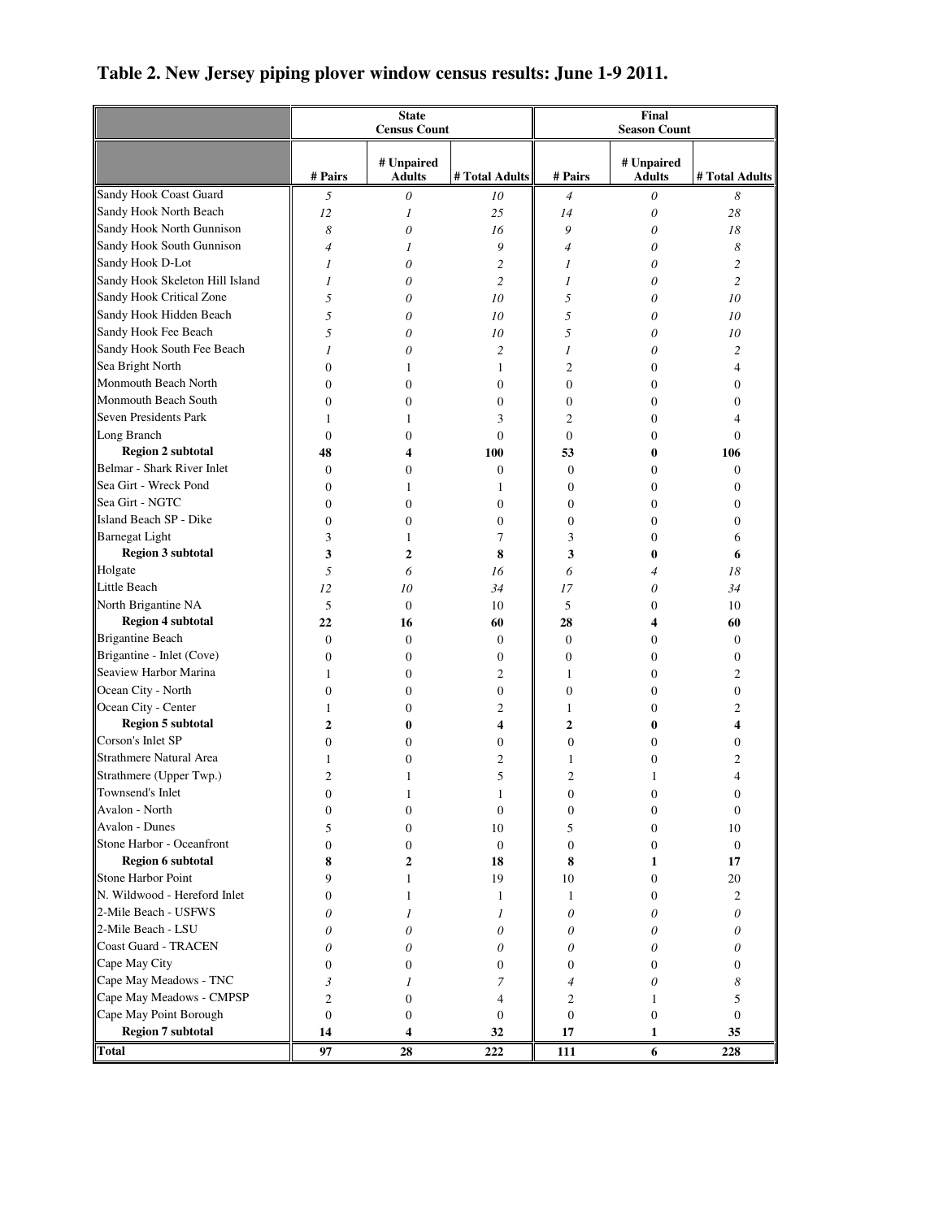# Table 2. New Jersey piping plover window census results: June 1-9 2011.

| | State Census Count | | | Final Season Count | | |
|---|---|---|---|---|---|---|
| | # Pairs | # Unpaired Adults | # Total Adults | # Pairs | # Unpaired Adults | # Total Adults |
| Sandy Hook Coast Guard | *5* | *0* | *10* | *4* | *0* | *8* |
| Sandy Hook North Beach | *12* | *1* | *25* | *14* | *0* | *28* |
| Sandy Hook North Gunnison | *8* | *0* | *16* | *9* | *0* | *18* |
| Sandy Hook South Gunnison | *4* | *1* | *9* | *4* | *0* | *8* |
| Sandy Hook D-Lot | *1* | *0* | *2* | *1* | *0* | *2* |
| Sandy Hook Skeleton Hill Island | *1* | *0* | *2* | *1* | *0* | *2* |
| Sandy Hook Critical Zone | *5* | *0* | *10* | *5* | *0* | *10* |
| Sandy Hook Hidden Beach | *5* | *0* | *10* | *5* | *0* | *10* |
| Sandy Hook Fee Beach | *5* | *0* | *10* | *5* | *0* | *10* |
| Sandy Hook South Fee Beach | *1* | *0* | *2* | *1* | *0* | *2* |
| Sea Bright North | 0 | 1 | 1 | 2 | 0 | 4 |
| Monmouth Beach North | 0 | 0 | 0 | 0 | 0 | 0 |
| Monmouth Beach South | 0 | 0 | 0 | 0 | 0 | 0 |
| Seven Presidents Park | 1 | 1 | 3 | 2 | 0 | 4 |
| Long Branch | 0 | 0 | 0 | 0 | 0 | 0 |
| **Region 2 subtotal** | **48** | **4** | **100** | **53** | **0** | **106** |
| Belmar - Shark River Inlet | 0 | 0 | 0 | 0 | 0 | 0 |
| Sea Girt - Wreck Pond | 0 | 1 | 1 | 0 | 0 | 0 |
| Sea Girt - NGTC | 0 | 0 | 0 | 0 | 0 | 0 |
| Island Beach SP - Dike | 0 | 0 | 0 | 0 | 0 | 0 |
| Barnegat Light | 3 | 1 | 7 | 3 | 0 | 6 |
| **Region 3 subtotal** | **3** | **2** | **8** | **3** | **0** | **6** |
| Holgate | *5* | *6* | *16* | *6* | *4* | *18* |
| Little Beach | *12* | *10* | *34* | *17* | *0* | *34* |
| North Brigantine NA | 5 | 0 | 10 | 5 | 0 | 10 |
| **Region 4 subtotal** | **22** | **16** | **60** | **28** | **4** | **60** |
| Brigantine Beach | 0 | 0 | 0 | 0 | 0 | 0 |
| Brigantine - Inlet (Cove) | 0 | 0 | 0 | 0 | 0 | 0 |
| Seaview Harbor Marina | 1 | 0 | 2 | 1 | 0 | 2 |
| Ocean City - North | 0 | 0 | 0 | 0 | 0 | 0 |
| Ocean City - Center | 1 | 0 | 2 | 1 | 0 | 2 |
| **Region 5 subtotal** | **2** | **0** | **4** | **2** | **0** | **4** |
| Corson's Inlet SP | 0 | 0 | 0 | 0 | 0 | 0 |
| Strathmere Natural Area | 1 | 0 | 2 | 1 | 0 | 2 |
| Strathmere (Upper Twp.) | 2 | 1 | 5 | 2 | 1 | 4 |
| Townsend's Inlet | 0 | 1 | 1 | 0 | 0 | 0 |
| Avalon - North | 0 | 0 | 0 | 0 | 0 | 0 |
| Avalon - Dunes | 5 | 0 | 10 | 5 | 0 | 10 |
| Stone Harbor - Oceanfront | 0 | 0 | 0 | 0 | 0 | 0 |
| **Region 6 subtotal** | **8** | **2** | **18** | **8** | **1** | **17** |
| Stone Harbor Point | 9 | 1 | 19 | 10 | 0 | 20 |
| N. Wildwood - Hereford Inlet | 0 | 1 | 1 | 1 | 0 | 2 |
| 2-Mile Beach - USFWS | *0* | *1* | *1* | *0* | *0* | *0* |
| 2-Mile Beach - LSU | *0* | *0* | *0* | *0* | *0* | *0* |
| Coast Guard - TRACEN | *0* | *0* | *0* | *0* | *0* | *0* |
| Cape May City | 0 | 0 | 0 | 0 | 0 | 0 |
| Cape May Meadows - TNC | *3* | *1* | *7* | *4* | *0* | *8* |
| Cape May Meadows - CMPSP | 2 | 0 | 4 | 2 | 1 | 5 |
| Cape May Point Borough | 0 | 0 | 0 | 0 | 0 | 0 |
| **Region 7 subtotal** | **14** | **4** | **32** | **17** | **1** | **35** |
| **Total** | **97** | **28** | **222** | **111** | **6** | **228** |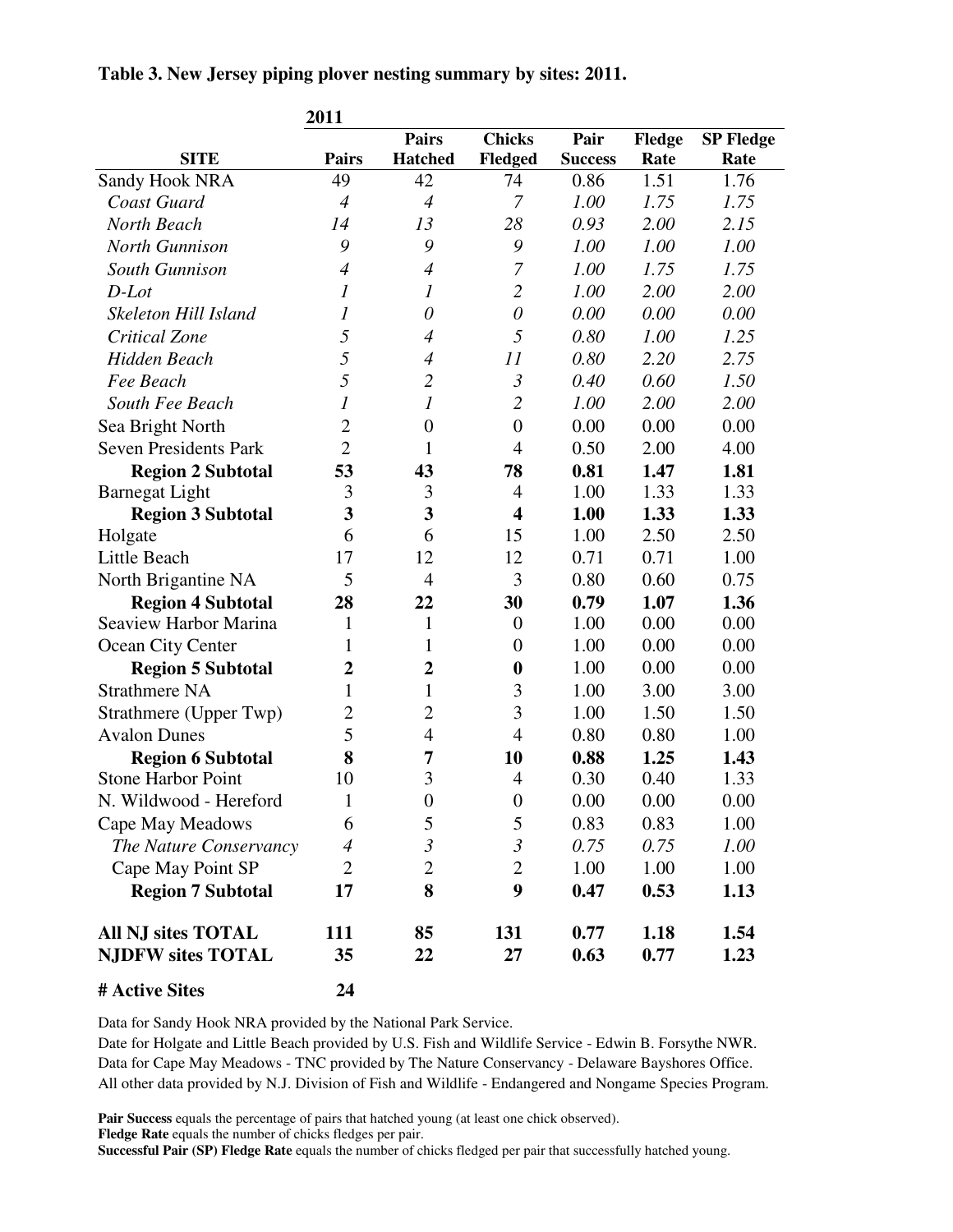**Table 3. New Jersey piping plover nesting summary by sites: 2011.**

| | 2011 | | | | | |
|---|---|---|---|---|---|---|
| **SITE** | **Pairs** | **Pairs Hatched** | **Chicks Fledged** | **Pair Success** | **Fledge Rate** | **SP Fledge Rate** |
| Sandy Hook NRA | 49 | 42 | 74 | 0.86 | 1.51 | 1.76 |
| *Coast Guard* | *4* | *4* | *7* | *1.00* | *1.75* | *1.75* |
| *North Beach* | *14* | *13* | *28* | *0.93* | *2.00* | *2.15* |
| *North Gunnison* | *9* | *9* | *9* | *1.00* | *1.00* | *1.00* |
| *South Gunnison* | *4* | *4* | *7* | *1.00* | *1.75* | *1.75* |
| *D-Lot* | *1* | *1* | *2* | *1.00* | *2.00* | *2.00* |
| *Skeleton Hill Island* | *1* | *0* | *0* | *0.00* | *0.00* | *0.00* |
| *Critical Zone* | *5* | *4* | *5* | *0.80* | *1.00* | *1.25* |
| *Hidden Beach* | *5* | *4* | *11* | *0.80* | *2.20* | *2.75* |
| *Fee Beach* | *5* | *2* | *3* | *0.40* | *0.60* | *1.50* |
| *South Fee Beach* | *1* | *1* | *2* | *1.00* | *2.00* | *2.00* |
| Sea Bright North | 2 | 0 | 0 | 0.00 | 0.00 | 0.00 |
| Seven Presidents Park | 2 | 1 | 4 | 0.50 | 2.00 | 4.00 |
| **Region 2 Subtotal** | **53** | **43** | **78** | **0.81** | **1.47** | **1.81** |
| Barnegat Light | 3 | 3 | 4 | 1.00 | 1.33 | 1.33 |
| **Region 3 Subtotal** | **3** | **3** | **4** | **1.00** | **1.33** | **1.33** |
| Holgate | 6 | 6 | 15 | 1.00 | 2.50 | 2.50 |
| Little Beach | 17 | 12 | 12 | 0.71 | 0.71 | 1.00 |
| North Brigantine NA | 5 | 4 | 3 | 0.80 | 0.60 | 0.75 |
| **Region 4 Subtotal** | **28** | **22** | **30** | **0.79** | **1.07** | **1.36** |
| Seaview Harbor Marina | 1 | 1 | 0 | 1.00 | 0.00 | 0.00 |
| Ocean City Center | 1 | 1 | 0 | 1.00 | 0.00 | 0.00 |
| **Region 5 Subtotal** | **2** | **2** | **0** | 1.00 | 0.00 | 0.00 |
| Strathmere NA | 1 | 1 | 3 | 1.00 | 3.00 | 3.00 |
| Strathmere (Upper Twp) | 2 | 2 | 3 | 1.00 | 1.50 | 1.50 |
| Avalon Dunes | 5 | 4 | 4 | 0.80 | 0.80 | 1.00 |
| **Region 6 Subtotal** | **8** | **7** | **10** | **0.88** | **1.25** | **1.43** |
| Stone Harbor Point | 10 | 3 | 4 | 0.30 | 0.40 | 1.33 |
| N. Wildwood - Hereford | 1 | 0 | 0 | 0.00 | 0.00 | 0.00 |
| Cape May Meadows | 6 | 5 | 5 | 0.83 | 0.83 | 1.00 |
| *The Nature Conservancy* | *4* | *3* | *3* | *0.75* | *0.75* | *1.00* |
| Cape May Point SP | 2 | 2 | 2 | 1.00 | 1.00 | 1.00 |
| **Region 7 Subtotal** | **17** | **8** | **9** | **0.47** | **0.53** | **1.13** |
| **All NJ sites TOTAL** | **111** | **85** | **131** | **0.77** | **1.18** | **1.54** |
| **NJDFW sites TOTAL** | **35** | **22** | **27** | **0.63** | **0.77** | **1.23** |
| **# Active Sites** | **24** | | | | | |

Data for Sandy Hook NRA provided by the National Park Service.
Date for Holgate and Little Beach provided by U.S. Fish and Wildlife Service - Edwin B. Forsythe NWR.
Data for Cape May Meadows - TNC provided by The Nature Conservancy - Delaware Bayshores Office.
All other data provided by N.J. Division of Fish and Wildlife - Endangered and Nongame Species Program.

**Pair Success** equals the percentage of pairs that hatched young (at least one chick observed).
**Fledge Rate** equals the number of chicks fledges per pair.
**Successful Pair (SP) Fledge Rate** equals the number of chicks fledged per pair that successfully hatched young.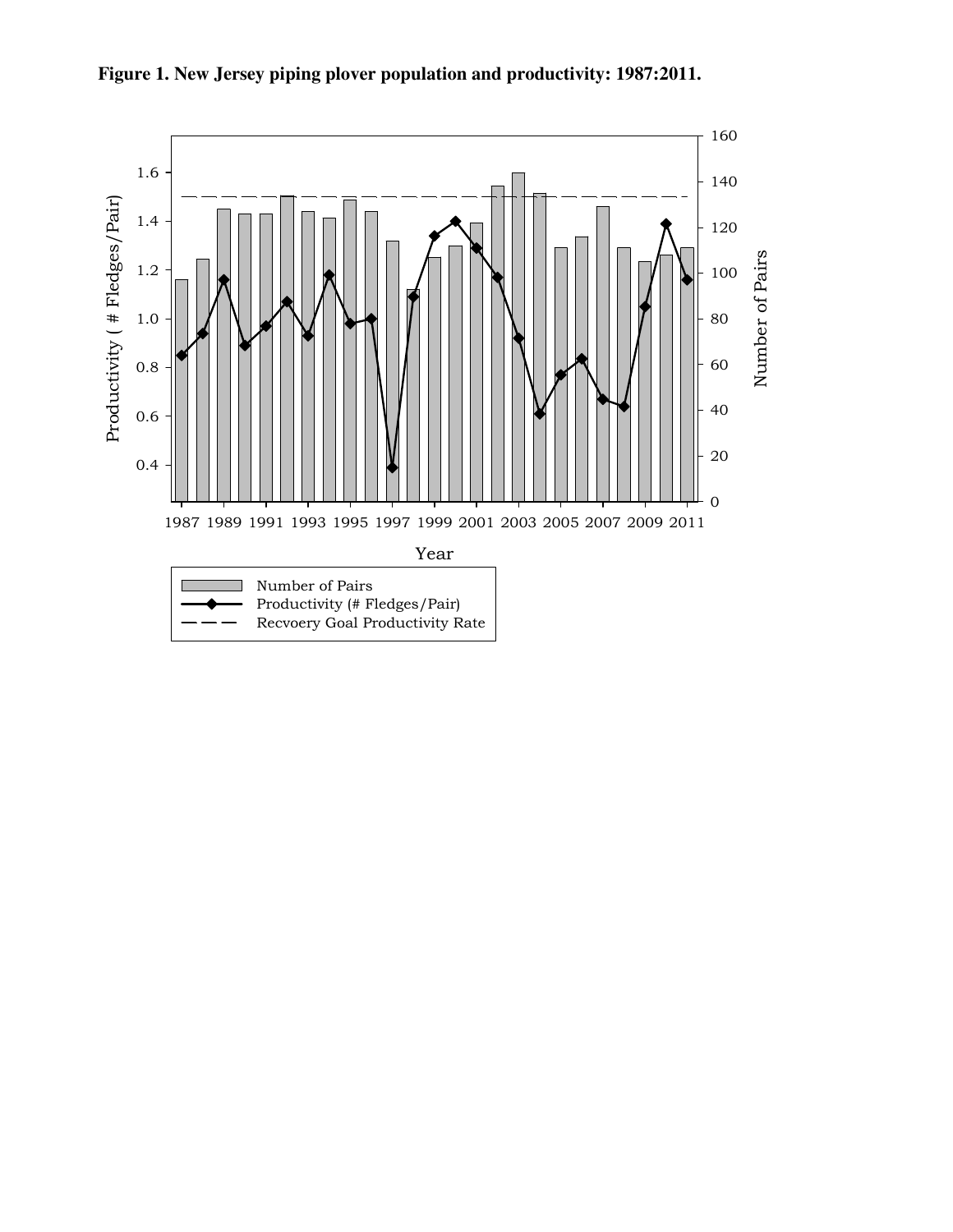**Figure 1. New Jersey piping plover population and productivity: 1987:2011.**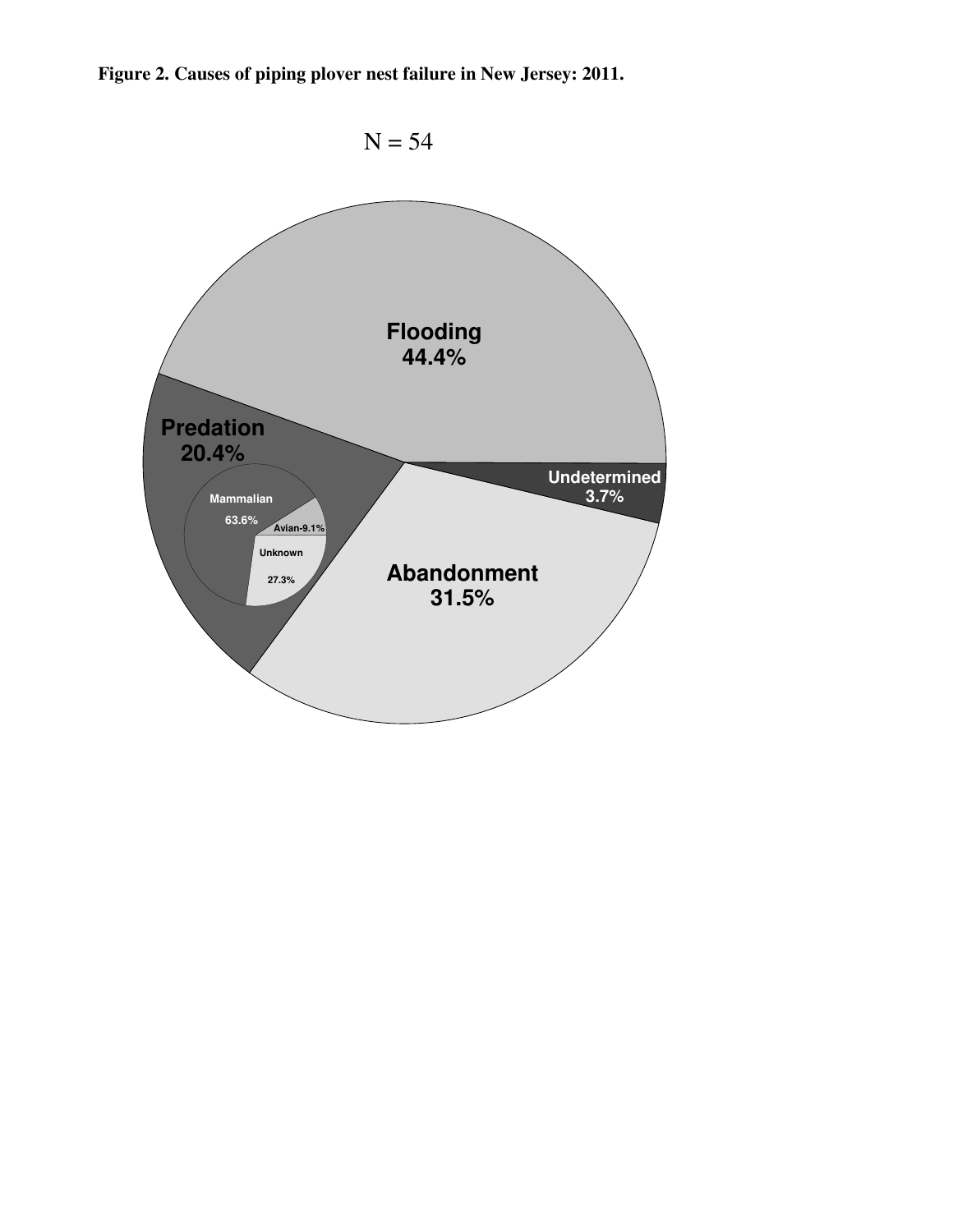**Figure 2. Causes of piping plover nest failure in New Jersey: 2011.**

N = 54

Flooding
44.4%

Predation
20.4%

Mammalian
63.6%

Avian-9.1%

Unknown
27.3%

Undetermined
3.7%

Abandonment
31.5%